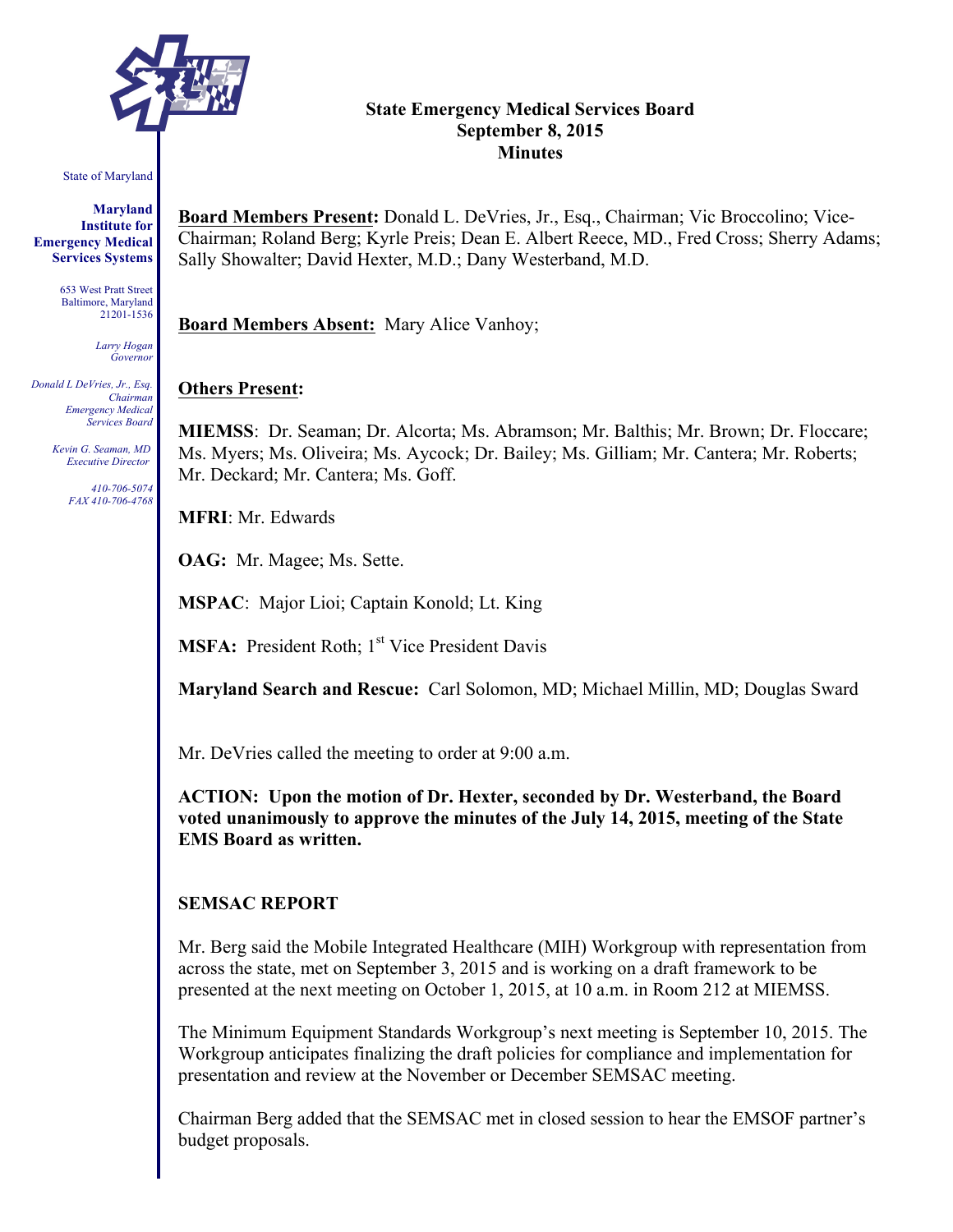State of Maryland

**Maryland Institute for Emergency Medical Services Systems**

653 West Pratt Street
Baltimore, Maryland
21201-1536

*Larry Hogan*
*Governor*

*Donald L DeVries, Jr., Esq.*
*Chairman*
*Emergency Medical Services Board*

*Kevin G. Seaman, MD*
*Executive Director*

*410-706-5074*
*FAX 410-706-4768*

# State Emergency Medical Services Board
## September 8, 2015
## Minutes

**Board Members Present:** Donald L. DeVries, Jr., Esq., Chairman; Vic Broccolino; Vice-Chairman; Roland Berg; Kyrle Preis; Dean E. Albert Reece, MD., Fred Cross; Sherry Adams; Sally Showalter; David Hexter, M.D.; Dany Westerband, M.D.

**Board Members Absent:** Mary Alice Vanhoy;

**Others Present:**

**MIEMSS**: Dr. Seaman; Dr. Alcorta; Ms. Abramson; Mr. Balthis; Mr. Brown; Dr. Floccare; Ms. Myers; Ms. Oliveira; Ms. Aycock; Dr. Bailey; Ms. Gilliam; Mr. Cantera; Mr. Roberts; Mr. Deckard; Mr. Cantera; Ms. Goff.

**MFRI**: Mr. Edwards

**OAG:** Mr. Magee; Ms. Sette.

**MSPAC**: Major Lioi; Captain Konold; Lt. King

**MSFA:** President Roth; 1st Vice President Davis

**Maryland Search and Rescue:** Carl Solomon, MD; Michael Millin, MD; Douglas Sward

Mr. DeVries called the meeting to order at 9:00 a.m.

**ACTION: Upon the motion of Dr. Hexter, seconded by Dr. Westerband, the Board voted unanimously to approve the minutes of the July 14, 2015, meeting of the State EMS Board as written.**

**SEMSAC REPORT**

Mr. Berg said the Mobile Integrated Healthcare (MIH) Workgroup with representation from across the state, met on September 3, 2015 and is working on a draft framework to be presented at the next meeting on October 1, 2015, at 10 a.m. in Room 212 at MIEMSS.

The Minimum Equipment Standards Workgroup's next meeting is September 10, 2015. The Workgroup anticipates finalizing the draft policies for compliance and implementation for presentation and review at the November or December SEMSAC meeting.

Chairman Berg added that the SEMSAC met in closed session to hear the EMSOF partner's budget proposals.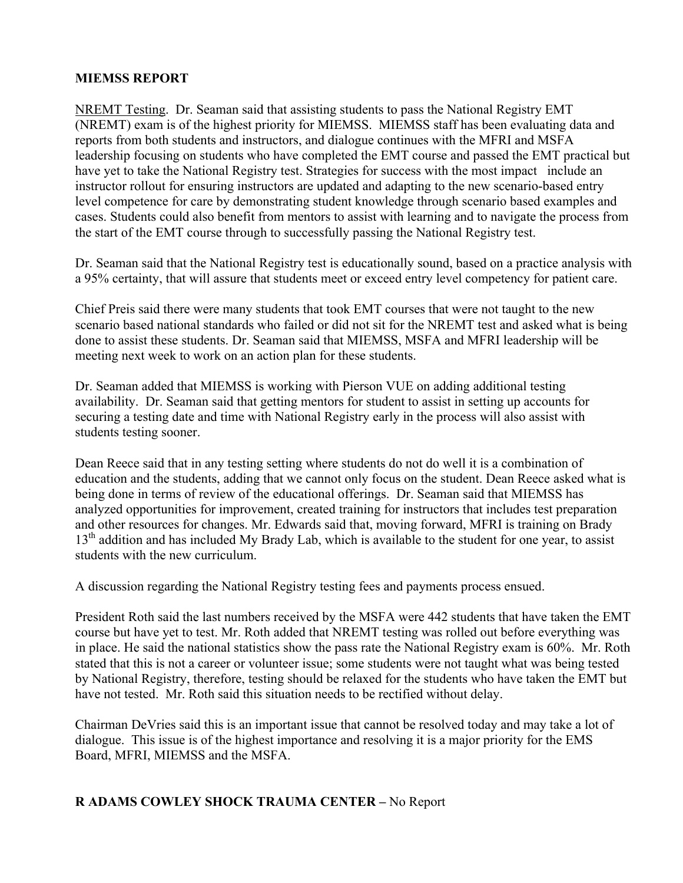## MIEMSS REPORT

NREMT Testing. Dr. Seaman said that assisting students to pass the National Registry EMT (NREMT) exam is of the highest priority for MIEMSS. MIEMSS staff has been evaluating data and reports from both students and instructors, and dialogue continues with the MFRI and MSFA leadership focusing on students who have completed the EMT course and passed the EMT practical but have yet to take the National Registry test. Strategies for success with the most impact include an instructor rollout for ensuring instructors are updated and adapting to the new scenario-based entry level competence for care by demonstrating student knowledge through scenario based examples and cases. Students could also benefit from mentors to assist with learning and to navigate the process from the start of the EMT course through to successfully passing the National Registry test.

Dr. Seaman said that the National Registry test is educationally sound, based on a practice analysis with a 95% certainty, that will assure that students meet or exceed entry level competency for patient care.

Chief Preis said there were many students that took EMT courses that were not taught to the new scenario based national standards who failed or did not sit for the NREMT test and asked what is being done to assist these students. Dr. Seaman said that MIEMSS, MSFA and MFRI leadership will be meeting next week to work on an action plan for these students.

Dr. Seaman added that MIEMSS is working with Pierson VUE on adding additional testing availability. Dr. Seaman said that getting mentors for student to assist in setting up accounts for securing a testing date and time with National Registry early in the process will also assist with students testing sooner.

Dean Reece said that in any testing setting where students do not do well it is a combination of education and the students, adding that we cannot only focus on the student. Dean Reece asked what is being done in terms of review of the educational offerings. Dr. Seaman said that MIEMSS has analyzed opportunities for improvement, created training for instructors that includes test preparation and other resources for changes. Mr. Edwards said that, moving forward, MFRI is training on Brady 13th addition and has included My Brady Lab, which is available to the student for one year, to assist students with the new curriculum.

A discussion regarding the National Registry testing fees and payments process ensued.

President Roth said the last numbers received by the MSFA were 442 students that have taken the EMT course but have yet to test. Mr. Roth added that NREMT testing was rolled out before everything was in place. He said the national statistics show the pass rate the National Registry exam is 60%. Mr. Roth stated that this is not a career or volunteer issue; some students were not taught what was being tested by National Registry, therefore, testing should be relaxed for the students who have taken the EMT but have not tested. Mr. Roth said this situation needs to be rectified without delay.

Chairman DeVries said this is an important issue that cannot be resolved today and may take a lot of dialogue. This issue is of the highest importance and resolving it is a major priority for the EMS Board, MFRI, MIEMSS and the MSFA.

## R ADAMS COWLEY SHOCK TRAUMA CENTER – No Report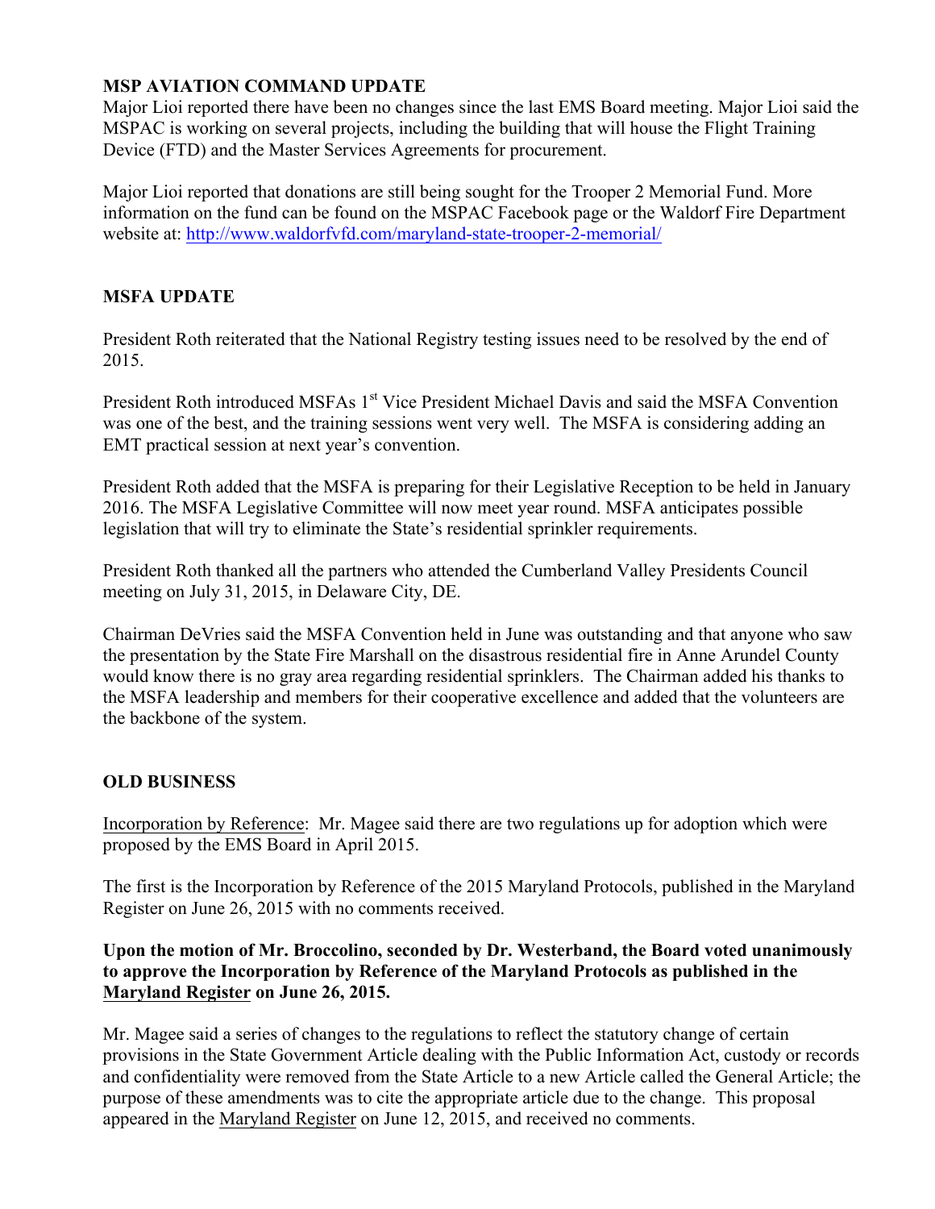**MSP AVIATION COMMAND UPDATE**

Major Lioi reported there have been no changes since the last EMS Board meeting. Major Lioi said the MSPAC is working on several projects, including the building that will house the Flight Training Device (FTD) and the Master Services Agreements for procurement.

Major Lioi reported that donations are still being sought for the Trooper 2 Memorial Fund. More information on the fund can be found on the MSPAC Facebook page or the Waldorf Fire Department website at: http://www.waldorfvfd.com/maryland-state-trooper-2-memorial/

**MSFA UPDATE**

President Roth reiterated that the National Registry testing issues need to be resolved by the end of 2015.

President Roth introduced MSFAs 1st Vice President Michael Davis and said the MSFA Convention was one of the best, and the training sessions went very well. The MSFA is considering adding an EMT practical session at next year's convention.

President Roth added that the MSFA is preparing for their Legislative Reception to be held in January 2016. The MSFA Legislative Committee will now meet year round. MSFA anticipates possible legislation that will try to eliminate the State's residential sprinkler requirements.

President Roth thanked all the partners who attended the Cumberland Valley Presidents Council meeting on July 31, 2015, in Delaware City, DE.

Chairman DeVries said the MSFA Convention held in June was outstanding and that anyone who saw the presentation by the State Fire Marshall on the disastrous residential fire in Anne Arundel County would know there is no gray area regarding residential sprinklers. The Chairman added his thanks to the MSFA leadership and members for their cooperative excellence and added that the volunteers are the backbone of the system.

**OLD BUSINESS**

Incorporation by Reference: Mr. Magee said there are two regulations up for adoption which were proposed by the EMS Board in April 2015.

The first is the Incorporation by Reference of the 2015 Maryland Protocols, published in the Maryland Register on June 26, 2015 with no comments received.

**Upon the motion of Mr. Broccolino, seconded by Dr. Westerband, the Board voted unanimously to approve the Incorporation by Reference of the Maryland Protocols as published in the Maryland Register on June 26, 2015.**

Mr. Magee said a series of changes to the regulations to reflect the statutory change of certain provisions in the State Government Article dealing with the Public Information Act, custody or records and confidentiality were removed from the State Article to a new Article called the General Article; the purpose of these amendments was to cite the appropriate article due to the change. This proposal appeared in the Maryland Register on June 12, 2015, and received no comments.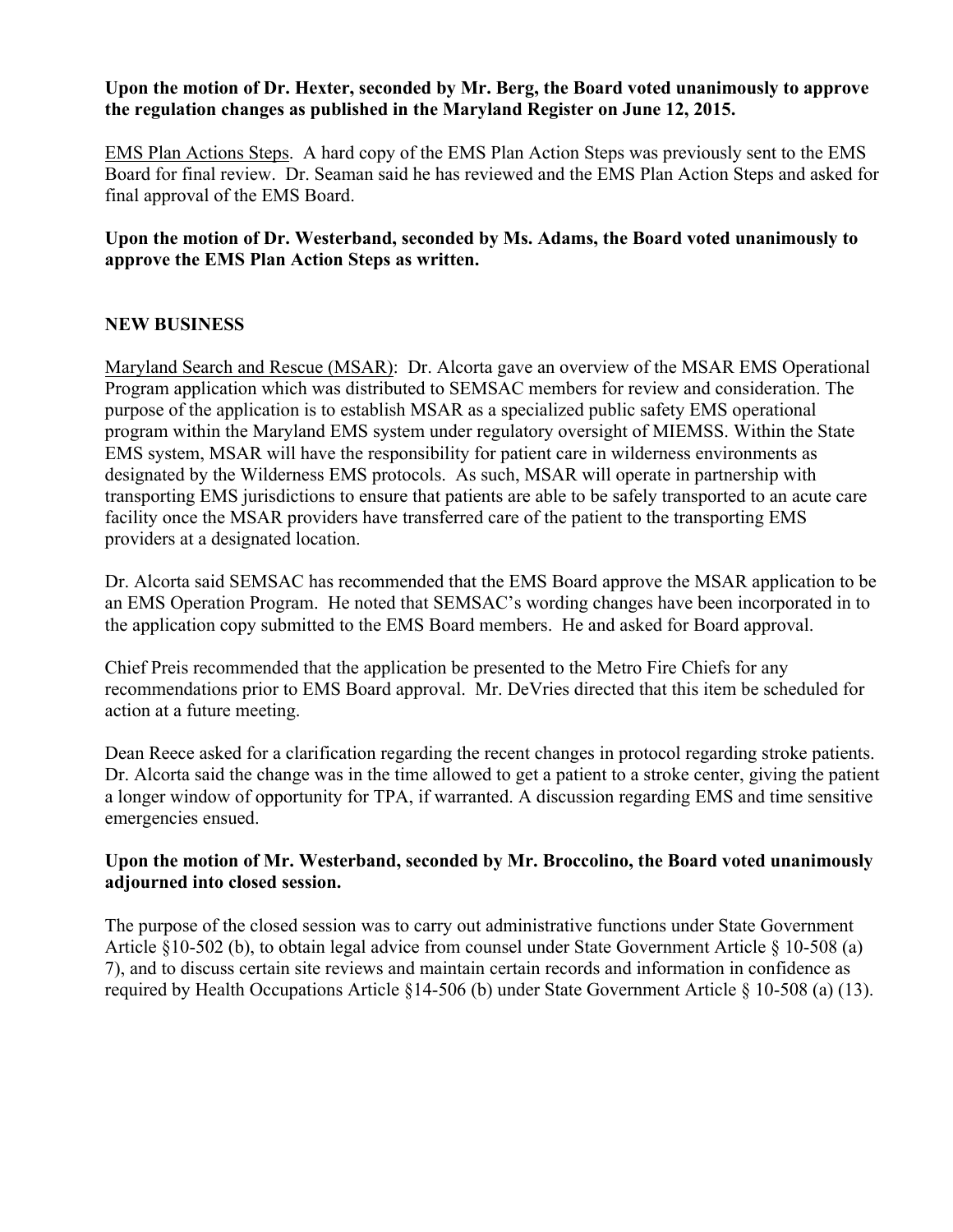**Upon the motion of Dr. Hexter, seconded by Mr. Berg, the Board voted unanimously to approve the regulation changes as published in the Maryland Register on June 12, 2015.**

EMS Plan Actions Steps. A hard copy of the EMS Plan Action Steps was previously sent to the EMS Board for final review. Dr. Seaman said he has reviewed and the EMS Plan Action Steps and asked for final approval of the EMS Board.

**Upon the motion of Dr. Westerband, seconded by Ms. Adams, the Board voted unanimously to approve the EMS Plan Action Steps as written.**

**NEW BUSINESS**

Maryland Search and Rescue (MSAR): Dr. Alcorta gave an overview of the MSAR EMS Operational Program application which was distributed to SEMSAC members for review and consideration. The purpose of the application is to establish MSAR as a specialized public safety EMS operational program within the Maryland EMS system under regulatory oversight of MIEMSS. Within the State EMS system, MSAR will have the responsibility for patient care in wilderness environments as designated by the Wilderness EMS protocols. As such, MSAR will operate in partnership with transporting EMS jurisdictions to ensure that patients are able to be safely transported to an acute care facility once the MSAR providers have transferred care of the patient to the transporting EMS providers at a designated location.

Dr. Alcorta said SEMSAC has recommended that the EMS Board approve the MSAR application to be an EMS Operation Program. He noted that SEMSAC's wording changes have been incorporated in to the application copy submitted to the EMS Board members. He and asked for Board approval.

Chief Preis recommended that the application be presented to the Metro Fire Chiefs for any recommendations prior to EMS Board approval. Mr. DeVries directed that this item be scheduled for action at a future meeting.

Dean Reece asked for a clarification regarding the recent changes in protocol regarding stroke patients. Dr. Alcorta said the change was in the time allowed to get a patient to a stroke center, giving the patient a longer window of opportunity for TPA, if warranted. A discussion regarding EMS and time sensitive emergencies ensued.

**Upon the motion of Mr. Westerband, seconded by Mr. Broccolino, the Board voted unanimously adjourned into closed session.**

The purpose of the closed session was to carry out administrative functions under State Government Article §10-502 (b), to obtain legal advice from counsel under State Government Article § 10-508 (a) 7), and to discuss certain site reviews and maintain certain records and information in confidence as required by Health Occupations Article §14-506 (b) under State Government Article § 10-508 (a) (13).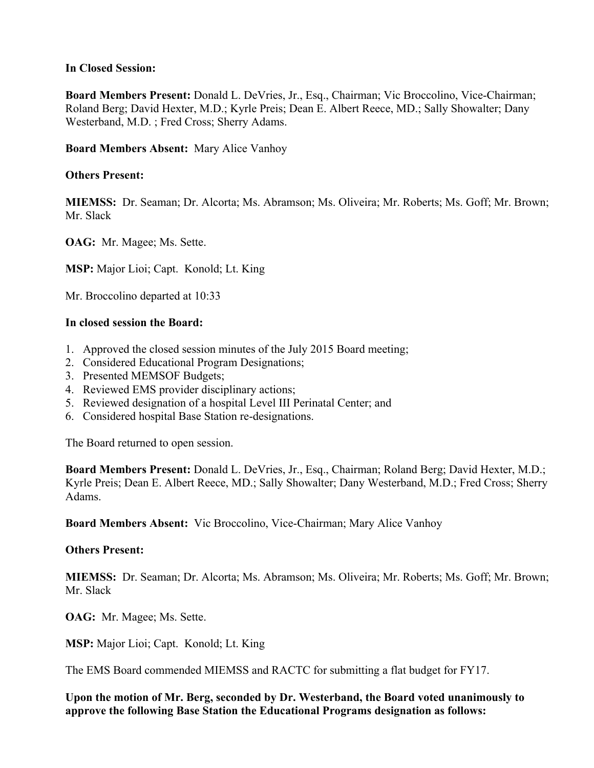**In Closed Session:**

**Board Members Present:** Donald L. DeVries, Jr., Esq., Chairman; Vic Broccolino, Vice-Chairman; Roland Berg; David Hexter, M.D.; Kyrle Preis; Dean E. Albert Reece, MD.; Sally Showalter; Dany Westerband, M.D. ; Fred Cross; Sherry Adams.

**Board Members Absent:** Mary Alice Vanhoy

**Others Present:**

**MIEMSS:** Dr. Seaman; Dr. Alcorta; Ms. Abramson; Ms. Oliveira; Mr. Roberts; Ms. Goff; Mr. Brown; Mr. Slack

**OAG:** Mr. Magee; Ms. Sette.

**MSP:** Major Lioi; Capt. Konold; Lt. King

Mr. Broccolino departed at 10:33

**In closed session the Board:**

1. Approved the closed session minutes of the July 2015 Board meeting;
2. Considered Educational Program Designations;
3. Presented MEMSOF Budgets;
4. Reviewed EMS provider disciplinary actions;
5. Reviewed designation of a hospital Level III Perinatal Center; and
6. Considered hospital Base Station re-designations.

The Board returned to open session.

**Board Members Present:** Donald L. DeVries, Jr., Esq., Chairman; Roland Berg; David Hexter, M.D.; Kyrle Preis; Dean E. Albert Reece, MD.; Sally Showalter; Dany Westerband, M.D.; Fred Cross; Sherry Adams.

**Board Members Absent:** Vic Broccolino, Vice-Chairman; Mary Alice Vanhoy

**Others Present:**

**MIEMSS:** Dr. Seaman; Dr. Alcorta; Ms. Abramson; Ms. Oliveira; Mr. Roberts; Ms. Goff; Mr. Brown; Mr. Slack

**OAG:** Mr. Magee; Ms. Sette.

**MSP:** Major Lioi; Capt. Konold; Lt. King

The EMS Board commended MIEMSS and RACTC for submitting a flat budget for FY17.

**Upon the motion of Mr. Berg, seconded by Dr. Westerband, the Board voted unanimously to approve the following Base Station the Educational Programs designation as follows:**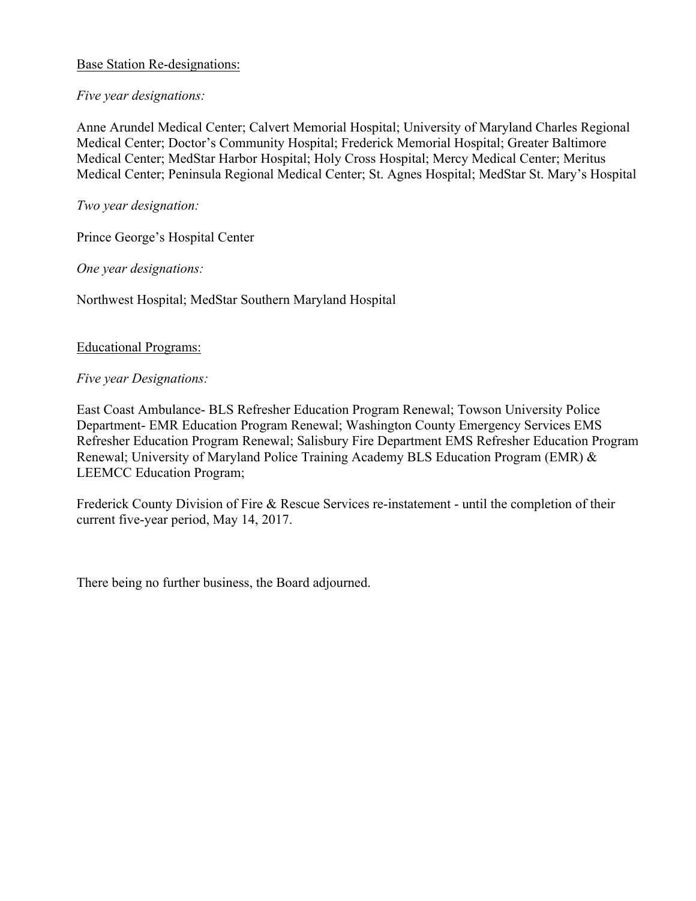<u>Base Station Re-designations:</u>

*Five year designations:*

Anne Arundel Medical Center; Calvert Memorial Hospital; University of Maryland Charles Regional Medical Center; Doctor's Community Hospital; Frederick Memorial Hospital; Greater Baltimore Medical Center; MedStar Harbor Hospital; Holy Cross Hospital; Mercy Medical Center; Meritus Medical Center; Peninsula Regional Medical Center; St. Agnes Hospital; MedStar St. Mary's Hospital

*Two year designation:*

Prince George's Hospital Center

*One year designations:*

Northwest Hospital; MedStar Southern Maryland Hospital

<u>Educational Programs:</u>

*Five year Designations:*

East Coast Ambulance- BLS Refresher Education Program Renewal; Towson University Police Department- EMR Education Program Renewal; Washington County Emergency Services EMS Refresher Education Program Renewal; Salisbury Fire Department EMS Refresher Education Program Renewal; University of Maryland Police Training Academy BLS Education Program (EMR) & LEEMCC Education Program;

Frederick County Division of Fire & Rescue Services re-instatement - until the completion of their current five-year period, May 14, 2017.

There being no further business, the Board adjourned.